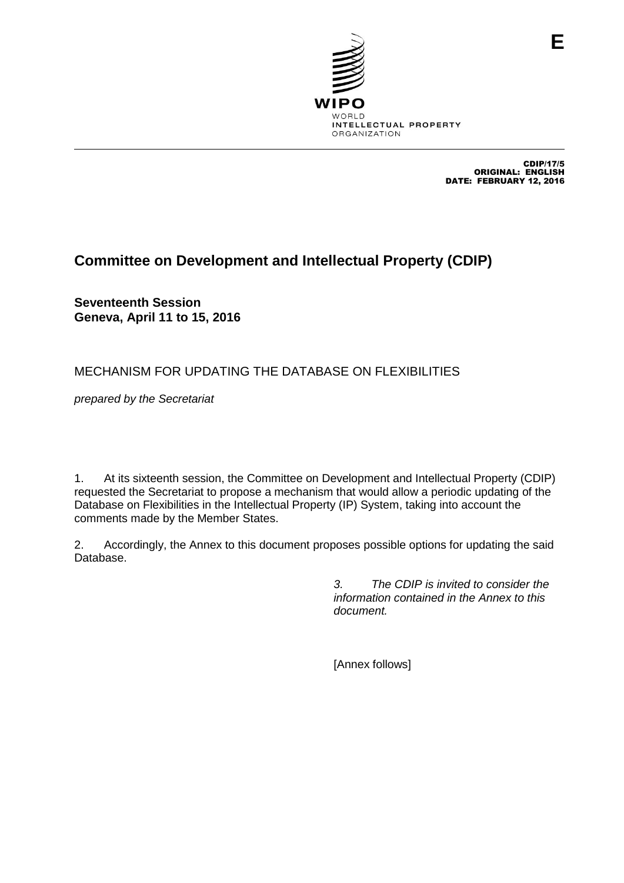E

WIPO
WORLD
INTELLECTUAL PROPERTY
ORGANIZATION

CDIP/17/5
ORIGINAL: ENGLISH
DATE: FEBRUARY 12, 2016

# Committee on Development and Intellectual Property (CDIP)

**Seventeenth Session**
**Geneva, April 11 to 15, 2016**

## MECHANISM FOR UPDATING THE DATABASE ON FLEXIBILITIES

*prepared by the Secretariat*

1. At its sixteenth session, the Committee on Development and Intellectual Property (CDIP) requested the Secretariat to propose a mechanism that would allow a periodic updating of the Database on Flexibilities in the Intellectual Property (IP) System, taking into account the comments made by the Member States.

2. Accordingly, the Annex to this document proposes possible options for updating the said Database.

*3. The CDIP is invited to consider the information contained in the Annex to this document.*

[Annex follows]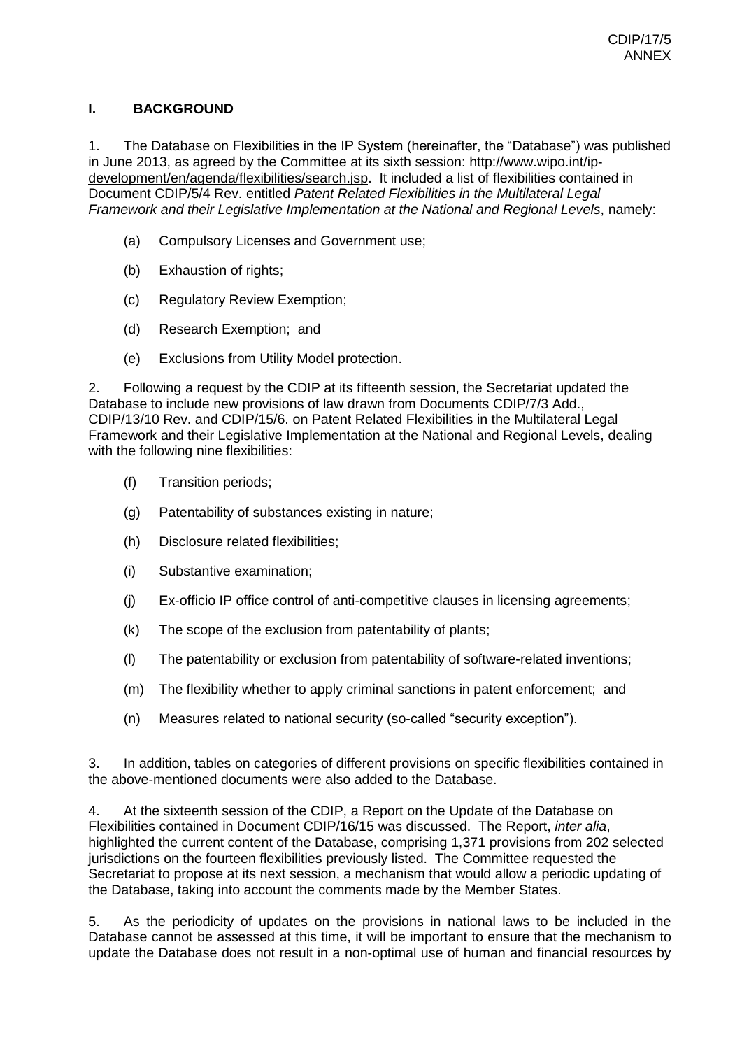## I. BACKGROUND

1. The Database on Flexibilities in the IP System (hereinafter, the "Database") was published in June 2013, as agreed by the Committee at its sixth session: http://www.wipo.int/ip-development/en/agenda/flexibilities/search.jsp. It included a list of flexibilities contained in Document CDIP/5/4 Rev. entitled *Patent Related Flexibilities in the Multilateral Legal Framework and their Legislative Implementation at the National and Regional Levels*, namely:

   (a) Compulsory Licenses and Government use;

   (b) Exhaustion of rights;

   (c) Regulatory Review Exemption;

   (d) Research Exemption; and

   (e) Exclusions from Utility Model protection.

2. Following a request by the CDIP at its fifteenth session, the Secretariat updated the Database to include new provisions of law drawn from Documents CDIP/7/3 Add., CDIP/13/10 Rev. and CDIP/15/6. on Patent Related Flexibilities in the Multilateral Legal Framework and their Legislative Implementation at the National and Regional Levels, dealing with the following nine flexibilities:

   (f) Transition periods;

   (g) Patentability of substances existing in nature;

   (h) Disclosure related flexibilities;

   (i) Substantive examination;

   (j) Ex-officio IP office control of anti-competitive clauses in licensing agreements;

   (k) The scope of the exclusion from patentability of plants;

   (l) The patentability or exclusion from patentability of software-related inventions;

   (m) The flexibility whether to apply criminal sanctions in patent enforcement; and

   (n) Measures related to national security (so-called "security exception").

3. In addition, tables on categories of different provisions on specific flexibilities contained in the above-mentioned documents were also added to the Database.

4. At the sixteenth session of the CDIP, a Report on the Update of the Database on Flexibilities contained in Document CDIP/16/15 was discussed. The Report, *inter alia*, highlighted the current content of the Database, comprising 1,371 provisions from 202 selected jurisdictions on the fourteen flexibilities previously listed. The Committee requested the Secretariat to propose at its next session, a mechanism that would allow a periodic updating of the Database, taking into account the comments made by the Member States.

5. As the periodicity of updates on the provisions in national laws to be included in the Database cannot be assessed at this time, it will be important to ensure that the mechanism to update the Database does not result in a non-optimal use of human and financial resources by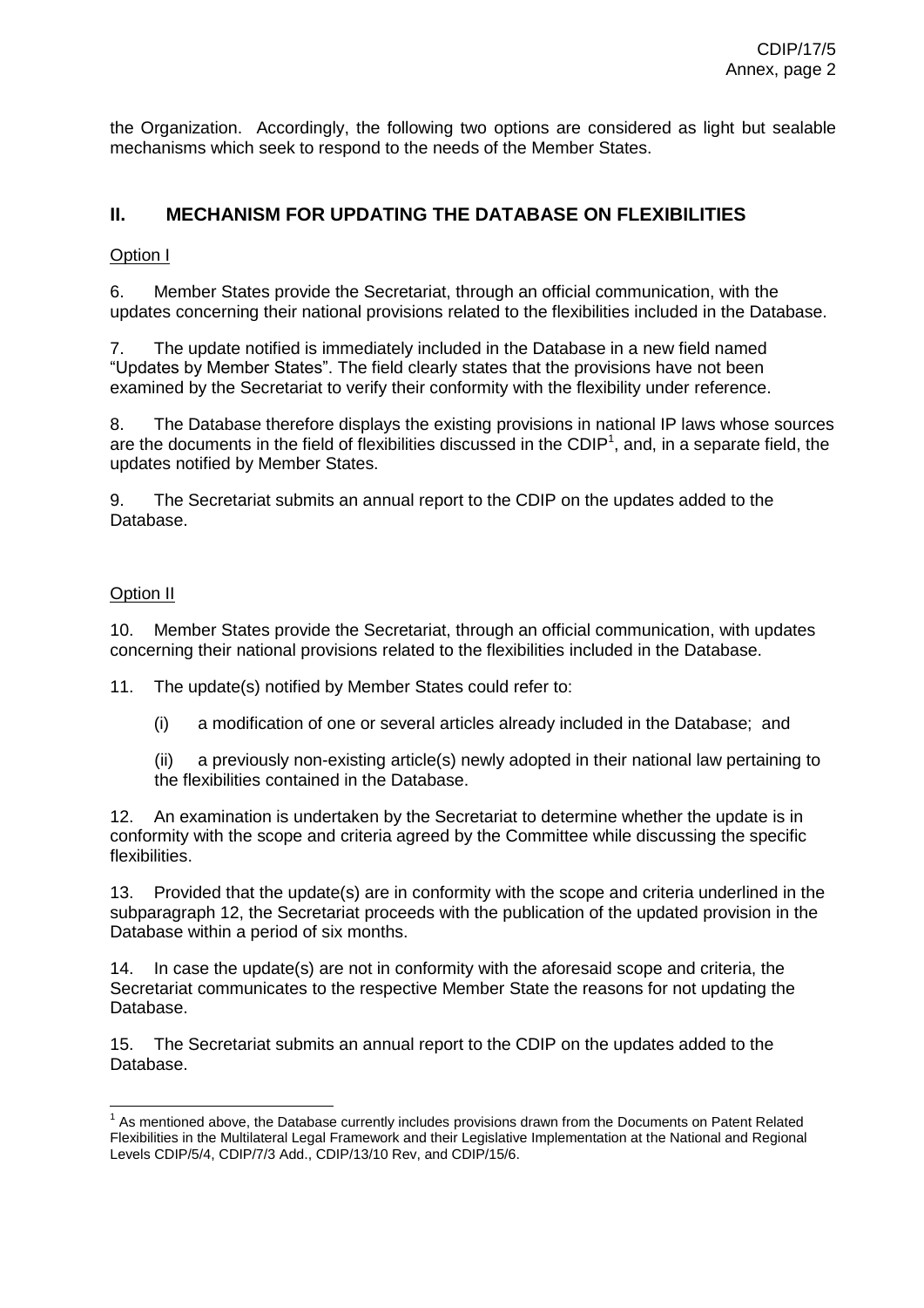the Organization. Accordingly, the following two options are considered as light but sealable mechanisms which seek to respond to the needs of the Member States.

## II. MECHANISM FOR UPDATING THE DATABASE ON FLEXIBILITIES

Option I

6. Member States provide the Secretariat, through an official communication, with the updates concerning their national provisions related to the flexibilities included in the Database.

7. The update notified is immediately included in the Database in a new field named "Updates by Member States". The field clearly states that the provisions have not been examined by the Secretariat to verify their conformity with the flexibility under reference.

8. The Database therefore displays the existing provisions in national IP laws whose sources are the documents in the field of flexibilities discussed in the CDIP[1], and, in a separate field, the updates notified by Member States.

9. The Secretariat submits an annual report to the CDIP on the updates added to the Database.

Option II

10. Member States provide the Secretariat, through an official communication, with updates concerning their national provisions related to the flexibilities included in the Database.

11. The update(s) notified by Member States could refer to:

(i) a modification of one or several articles already included in the Database; and

(ii) a previously non-existing article(s) newly adopted in their national law pertaining to the flexibilities contained in the Database.

12. An examination is undertaken by the Secretariat to determine whether the update is in conformity with the scope and criteria agreed by the Committee while discussing the specific flexibilities.

13. Provided that the update(s) are in conformity with the scope and criteria underlined in the subparagraph 12, the Secretariat proceeds with the publication of the updated provision in the Database within a period of six months.

14. In case the update(s) are not in conformity with the aforesaid scope and criteria, the Secretariat communicates to the respective Member State the reasons for not updating the Database.

15. The Secretariat submits an annual report to the CDIP on the updates added to the Database.

[1] As mentioned above, the Database currently includes provisions drawn from the Documents on Patent Related Flexibilities in the Multilateral Legal Framework and their Legislative Implementation at the National and Regional Levels CDIP/5/4, CDIP/7/3 Add., CDIP/13/10 Rev, and CDIP/15/6.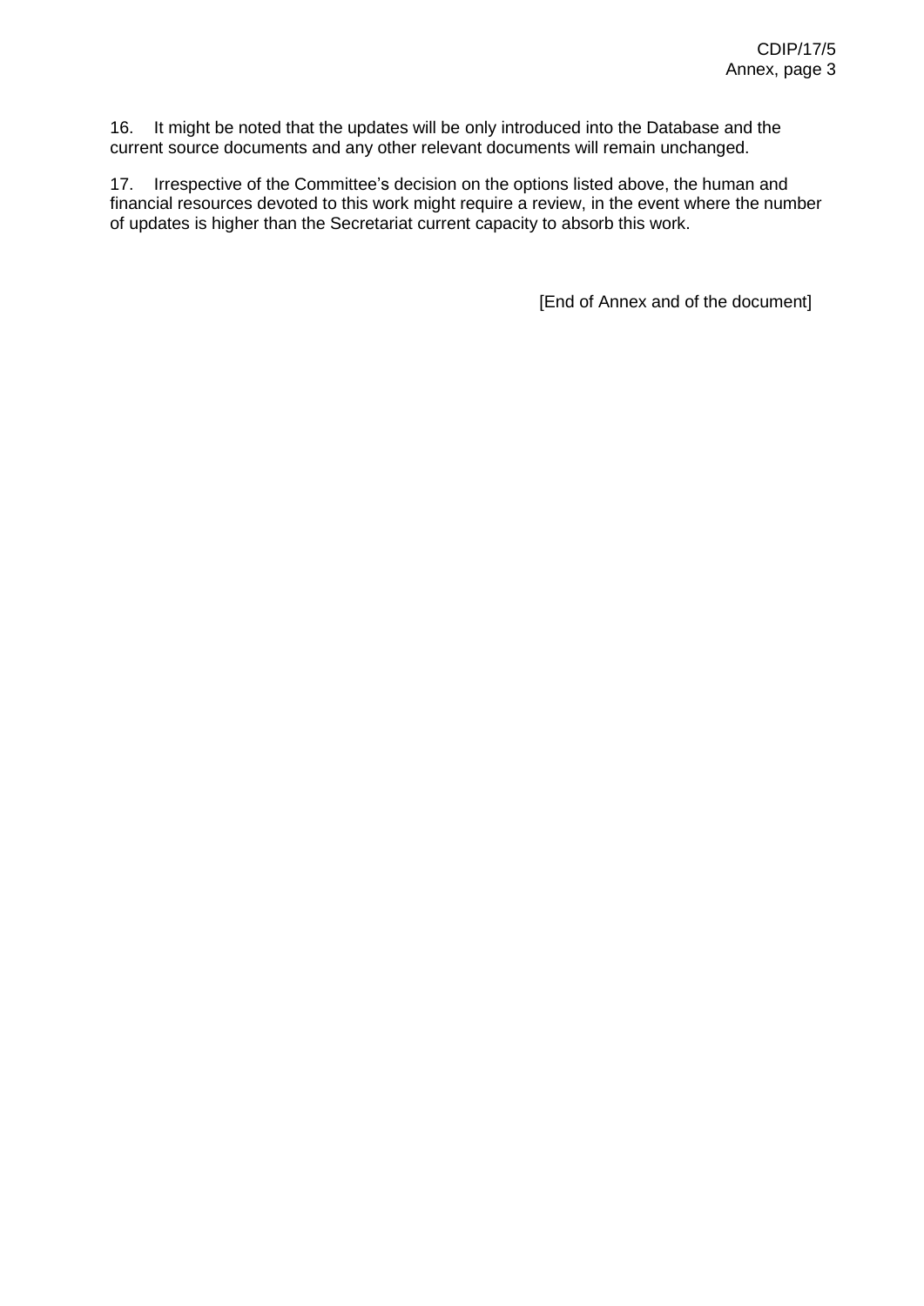16. It might be noted that the updates will be only introduced into the Database and the current source documents and any other relevant documents will remain unchanged.

17. Irrespective of the Committee's decision on the options listed above, the human and financial resources devoted to this work might require a review, in the event where the number of updates is higher than the Secretariat current capacity to absorb this work.

[End of Annex and of the document]